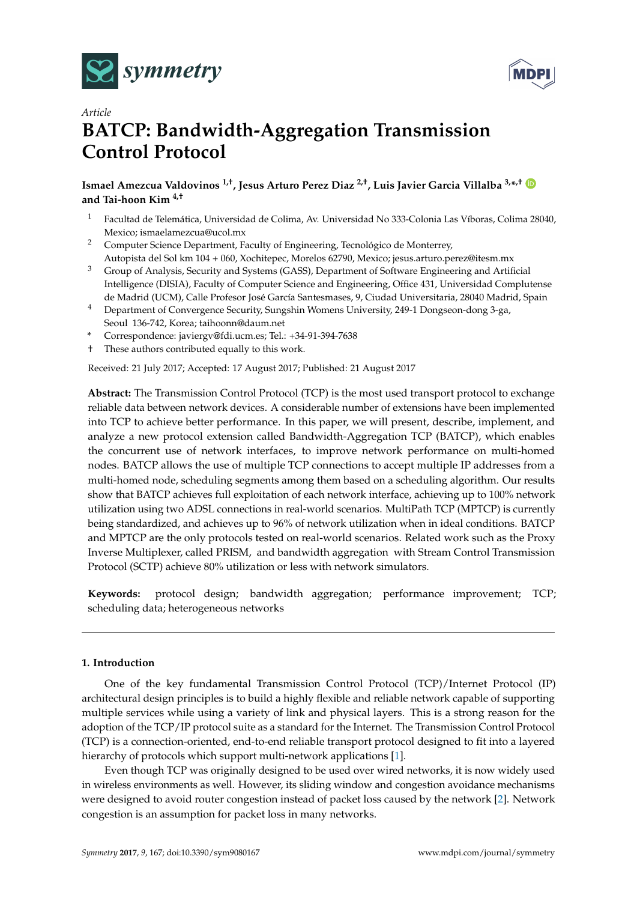*Article*

# BATCP: Bandwidth-Aggregation Transmission Control Protocol

**Ismael Amezcua Valdovinos [1,†], Jesus Arturo Perez Diaz [2,†], Luis Javier Garcia Villalba [3,*,†] and Tai-hoon Kim [4,†]**

1. Facultad de Telemática, Universidad de Colima, Av. Universidad No 333-Colonia Las Víboras, Colima 28040, Mexico; ismaelamezcua@ucol.mx
2. Computer Science Department, Faculty of Engineering, Tecnológico de Monterrey, Autopista del Sol km 104 + 060, Xochitepec, Morelos 62790, Mexico; jesus.arturo.perez@itesm.mx
3. Group of Analysis, Security and Systems (GASS), Department of Software Engineering and Artificial Intelligence (DISIA), Faculty of Computer Science and Engineering, Office 431, Universidad Complutense de Madrid (UCM), Calle Profesor José García Santesmases, 9, Ciudad Universitaria, 28040 Madrid, Spain
4. Department of Convergence Security, Sungshin Womens University, 249-1 Dongseon-dong 3-ga, Seoul 136-742, Korea; taihoonn@daum.net

\* Correspondence: javiergv@fdi.ucm.es; Tel.: +34-91-394-7638

† These authors contributed equally to this work.

Received: 21 July 2017; Accepted: 17 August 2017; Published: 21 August 2017

**Abstract:** The Transmission Control Protocol (TCP) is the most used transport protocol to exchange reliable data between network devices. A considerable number of extensions have been implemented into TCP to achieve better performance. In this paper, we will present, describe, implement, and analyze a new protocol extension called Bandwidth-Aggregation TCP (BATCP), which enables the concurrent use of network interfaces, to improve network performance on multi-homed nodes. BATCP allows the use of multiple TCP connections to accept multiple IP addresses from a multi-homed node, scheduling segments among them based on a scheduling algorithm. Our results show that BATCP achieves full exploitation of each network interface, achieving up to 100% network utilization using two ADSL connections in real-world scenarios. MultiPath TCP (MPTCP) is currently being standardized, and achieves up to 96% of network utilization when in ideal conditions. BATCP and MPTCP are the only protocols tested on real-world scenarios. Related work such as the Proxy Inverse Multiplexer, called PRISM, and bandwidth aggregation with Stream Control Transmission Protocol (SCTP) achieve 80% utilization or less with network simulators.

**Keywords:** protocol design; bandwidth aggregation; performance improvement; TCP; scheduling data; heterogeneous networks

## 1. Introduction

One of the key fundamental Transmission Control Protocol (TCP)/Internet Protocol (IP) architectural design principles is to build a highly flexible and reliable network capable of supporting multiple services while using a variety of link and physical layers. This is a strong reason for the adoption of the TCP/IP protocol suite as a standard for the Internet. The Transmission Control Protocol (TCP) is a connection-oriented, end-to-end reliable transport protocol designed to fit into a layered hierarchy of protocols which support multi-network applications [1].

Even though TCP was originally designed to be used over wired networks, it is now widely used in wireless environments as well. However, its sliding window and congestion avoidance mechanisms were designed to avoid router congestion instead of packet loss caused by the network [2]. Network congestion is an assumption for packet loss in many networks.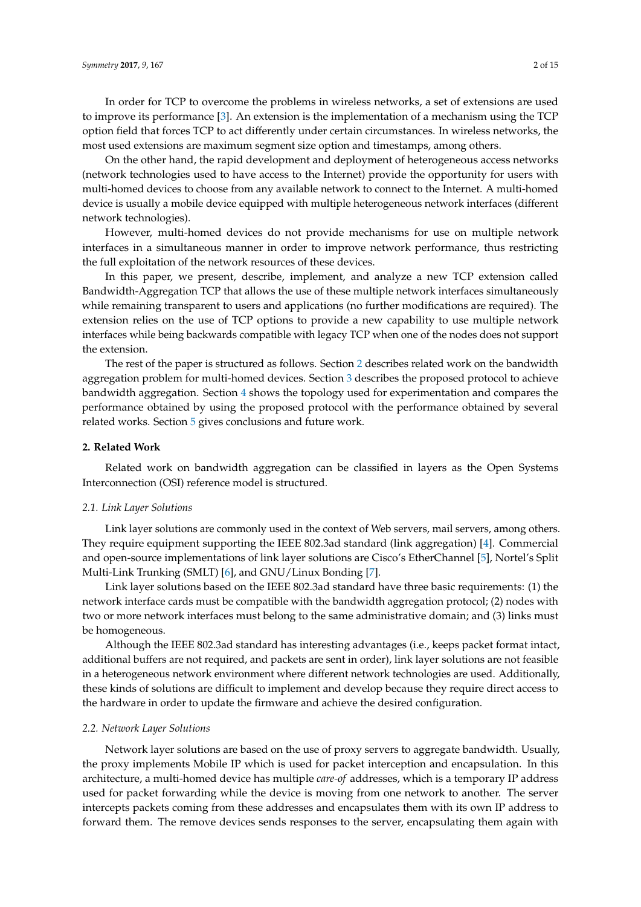In order for TCP to overcome the problems in wireless networks, a set of extensions are used to improve its performance [3]. An extension is the implementation of a mechanism using the TCP option field that forces TCP to act differently under certain circumstances. In wireless networks, the most used extensions are maximum segment size option and timestamps, among others.

On the other hand, the rapid development and deployment of heterogeneous access networks (network technologies used to have access to the Internet) provide the opportunity for users with multi-homed devices to choose from any available network to connect to the Internet. A multi-homed device is usually a mobile device equipped with multiple heterogeneous network interfaces (different network technologies).

However, multi-homed devices do not provide mechanisms for use on multiple network interfaces in a simultaneous manner in order to improve network performance, thus restricting the full exploitation of the network resources of these devices.

In this paper, we present, describe, implement, and analyze a new TCP extension called Bandwidth-Aggregation TCP that allows the use of these multiple network interfaces simultaneously while remaining transparent to users and applications (no further modifications are required). The extension relies on the use of TCP options to provide a new capability to use multiple network interfaces while being backwards compatible with legacy TCP when one of the nodes does not support the extension.

The rest of the paper is structured as follows. Section 2 describes related work on the bandwidth aggregation problem for multi-homed devices. Section 3 describes the proposed protocol to achieve bandwidth aggregation. Section 4 shows the topology used for experimentation and compares the performance obtained by using the proposed protocol with the performance obtained by several related works. Section 5 gives conclusions and future work.

## 2. Related Work

Related work on bandwidth aggregation can be classified in layers as the Open Systems Interconnection (OSI) reference model is structured.

### 2.1. Link Layer Solutions

Link layer solutions are commonly used in the context of Web servers, mail servers, among others. They require equipment supporting the IEEE 802.3ad standard (link aggregation) [4]. Commercial and open-source implementations of link layer solutions are Cisco's EtherChannel [5], Nortel's Split Multi-Link Trunking (SMLT) [6], and GNU/Linux Bonding [7].

Link layer solutions based on the IEEE 802.3ad standard have three basic requirements: (1) the network interface cards must be compatible with the bandwidth aggregation protocol; (2) nodes with two or more network interfaces must belong to the same administrative domain; and (3) links must be homogeneous.

Although the IEEE 802.3ad standard has interesting advantages (i.e., keeps packet format intact, additional buffers are not required, and packets are sent in order), link layer solutions are not feasible in a heterogeneous network environment where different network technologies are used. Additionally, these kinds of solutions are difficult to implement and develop because they require direct access to the hardware in order to update the firmware and achieve the desired configuration.

### 2.2. Network Layer Solutions

Network layer solutions are based on the use of proxy servers to aggregate bandwidth. Usually, the proxy implements Mobile IP which is used for packet interception and encapsulation. In this architecture, a multi-homed device has multiple *care-of* addresses, which is a temporary IP address used for packet forwarding while the device is moving from one network to another. The server intercepts packets coming from these addresses and encapsulates them with its own IP address to forward them. The remove devices sends responses to the server, encapsulating them again with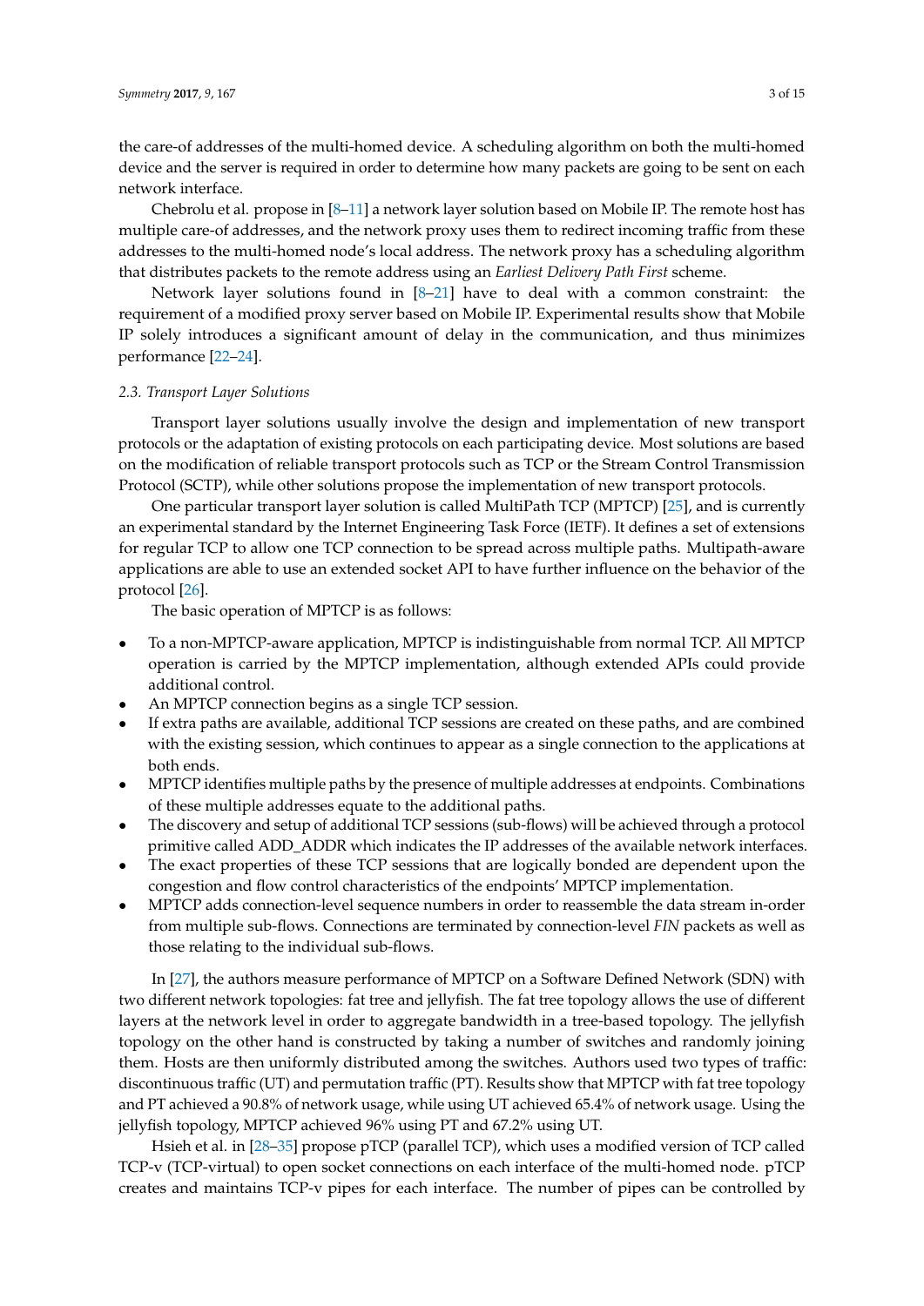the care-of addresses of the multi-homed device. A scheduling algorithm on both the multi-homed device and the server is required in order to determine how many packets are going to be sent on each network interface.

Chebrolu et al. propose in [8–11] a network layer solution based on Mobile IP. The remote host has multiple care-of addresses, and the network proxy uses them to redirect incoming traffic from these addresses to the multi-homed node's local address. The network proxy has a scheduling algorithm that distributes packets to the remote address using an *Earliest Delivery Path First* scheme.

Network layer solutions found in [8–21] have to deal with a common constraint: the requirement of a modified proxy server based on Mobile IP. Experimental results show that Mobile IP solely introduces a significant amount of delay in the communication, and thus minimizes performance [22–24].

### *2.3. Transport Layer Solutions*

Transport layer solutions usually involve the design and implementation of new transport protocols or the adaptation of existing protocols on each participating device. Most solutions are based on the modification of reliable transport protocols such as TCP or the Stream Control Transmission Protocol (SCTP), while other solutions propose the implementation of new transport protocols.

One particular transport layer solution is called MultiPath TCP (MPTCP) [25], and is currently an experimental standard by the Internet Engineering Task Force (IETF). It defines a set of extensions for regular TCP to allow one TCP connection to be spread across multiple paths. Multipath-aware applications are able to use an extended socket API to have further influence on the behavior of the protocol [26].

The basic operation of MPTCP is as follows:

- To a non-MPTCP-aware application, MPTCP is indistinguishable from normal TCP. All MPTCP operation is carried by the MPTCP implementation, although extended APIs could provide additional control.
- An MPTCP connection begins as a single TCP session.
- If extra paths are available, additional TCP sessions are created on these paths, and are combined with the existing session, which continues to appear as a single connection to the applications at both ends.
- MPTCP identifies multiple paths by the presence of multiple addresses at endpoints. Combinations of these multiple addresses equate to the additional paths.
- The discovery and setup of additional TCP sessions (sub-flows) will be achieved through a protocol primitive called ADD_ADDR which indicates the IP addresses of the available network interfaces.
- The exact properties of these TCP sessions that are logically bonded are dependent upon the congestion and flow control characteristics of the endpoints' MPTCP implementation.
- MPTCP adds connection-level sequence numbers in order to reassemble the data stream in-order from multiple sub-flows. Connections are terminated by connection-level *FIN* packets as well as those relating to the individual sub-flows.

In [27], the authors measure performance of MPTCP on a Software Defined Network (SDN) with two different network topologies: fat tree and jellyfish. The fat tree topology allows the use of different layers at the network level in order to aggregate bandwidth in a tree-based topology. The jellyfish topology on the other hand is constructed by taking a number of switches and randomly joining them. Hosts are then uniformly distributed among the switches. Authors used two types of traffic: discontinuous traffic (UT) and permutation traffic (PT). Results show that MPTCP with fat tree topology and PT achieved a 90.8% of network usage, while using UT achieved 65.4% of network usage. Using the jellyfish topology, MPTCP achieved 96% using PT and 67.2% using UT.

Hsieh et al. in [28–35] propose pTCP (parallel TCP), which uses a modified version of TCP called TCP-v (TCP-virtual) to open socket connections on each interface of the multi-homed node. pTCP creates and maintains TCP-v pipes for each interface. The number of pipes can be controlled by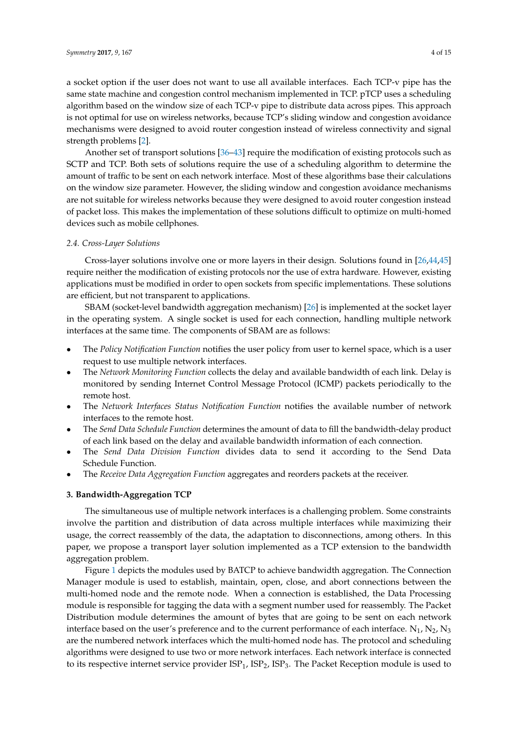a socket option if the user does not want to use all available interfaces. Each TCP-v pipe has the same state machine and congestion control mechanism implemented in TCP. pTCP uses a scheduling algorithm based on the window size of each TCP-v pipe to distribute data across pipes. This approach is not optimal for use on wireless networks, because TCP's sliding window and congestion avoidance mechanisms were designed to avoid router congestion instead of wireless connectivity and signal strength problems [2].

Another set of transport solutions [36–43] require the modification of existing protocols such as SCTP and TCP. Both sets of solutions require the use of a scheduling algorithm to determine the amount of traffic to be sent on each network interface. Most of these algorithms base their calculations on the window size parameter. However, the sliding window and congestion avoidance mechanisms are not suitable for wireless networks because they were designed to avoid router congestion instead of packet loss. This makes the implementation of these solutions difficult to optimize on multi-homed devices such as mobile cellphones.

### 2.4. Cross-Layer Solutions

Cross-layer solutions involve one or more layers in their design. Solutions found in [26,44,45] require neither the modification of existing protocols nor the use of extra hardware. However, existing applications must be modified in order to open sockets from specific implementations. These solutions are efficient, but not transparent to applications.

SBAM (socket-level bandwidth aggregation mechanism) [26] is implemented at the socket layer in the operating system. A single socket is used for each connection, handling multiple network interfaces at the same time. The components of SBAM are as follows:

- The *Policy Notification Function* notifies the user policy from user to kernel space, which is a user request to use multiple network interfaces.
- The *Network Monitoring Function* collects the delay and available bandwidth of each link. Delay is monitored by sending Internet Control Message Protocol (ICMP) packets periodically to the remote host.
- The *Network Interfaces Status Notification Function* notifies the available number of network interfaces to the remote host.
- The *Send Data Schedule Function* determines the amount of data to fill the bandwidth-delay product of each link based on the delay and available bandwidth information of each connection.
- The *Send Data Division Function* divides data to send it according to the Send Data Schedule Function.
- The *Receive Data Aggregation Function* aggregates and reorders packets at the receiver.

## 3. Bandwidth-Aggregation TCP

The simultaneous use of multiple network interfaces is a challenging problem. Some constraints involve the partition and distribution of data across multiple interfaces while maximizing their usage, the correct reassembly of the data, the adaptation to disconnections, among others. In this paper, we propose a transport layer solution implemented as a TCP extension to the bandwidth aggregation problem.

Figure 1 depicts the modules used by BATCP to achieve bandwidth aggregation. The Connection Manager module is used to establish, maintain, open, close, and abort connections between the multi-homed node and the remote node. When a connection is established, the Data Processing module is responsible for tagging the data with a segment number used for reassembly. The Packet Distribution module determines the amount of bytes that are going to be sent on each network interface based on the user's preference and to the current performance of each interface. $N_1$, $N_2$, $N_3$ are the numbered network interfaces which the multi-homed node has. The protocol and scheduling algorithms were designed to use two or more network interfaces. Each network interface is connected to its respective internet service provider $ISP_1$, $ISP_2$, $ISP_3$. The Packet Reception module is used to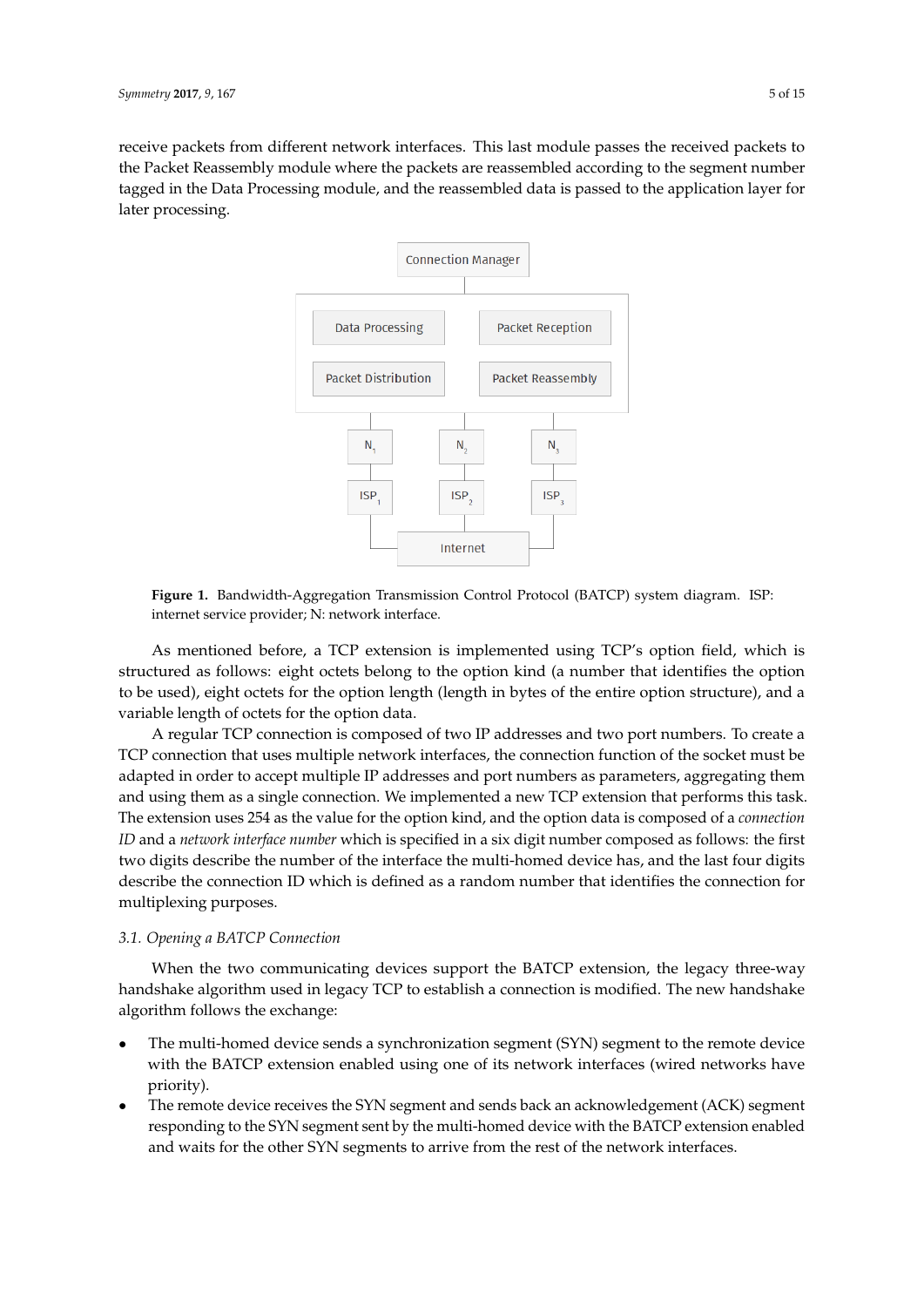receive packets from different network interfaces. This last module passes the received packets to the Packet Reassembly module where the packets are reassembled according to the segment number tagged in the Data Processing module, and the reassembled data is passed to the application layer for later processing.

**Figure 1.** Bandwidth-Aggregation Transmission Control Protocol (BATCP) system diagram. ISP: internet service provider; N: network interface.

As mentioned before, a TCP extension is implemented using TCP's option field, which is structured as follows: eight octets belong to the option kind (a number that identifies the option to be used), eight octets for the option length (length in bytes of the entire option structure), and a variable length of octets for the option data.

A regular TCP connection is composed of two IP addresses and two port numbers. To create a TCP connection that uses multiple network interfaces, the connection function of the socket must be adapted in order to accept multiple IP addresses and port numbers as parameters, aggregating them and using them as a single connection. We implemented a new TCP extension that performs this task. The extension uses 254 as the value for the option kind, and the option data is composed of a *connection ID* and a *network interface number* which is specified in a six digit number composed as follows: the first two digits describe the number of the interface the multi-homed device has, and the last four digits describe the connection ID which is defined as a random number that identifies the connection for multiplexing purposes.

### 3.1. Opening a BATCP Connection

When the two communicating devices support the BATCP extension, the legacy three-way handshake algorithm used in legacy TCP to establish a connection is modified. The new handshake algorithm follows the exchange:

- The multi-homed device sends a synchronization segment (SYN) segment to the remote device with the BATCP extension enabled using one of its network interfaces (wired networks have priority).
- The remote device receives the SYN segment and sends back an acknowledgement (ACK) segment responding to the SYN segment sent by the multi-homed device with the BATCP extension enabled and waits for the other SYN segments to arrive from the rest of the network interfaces.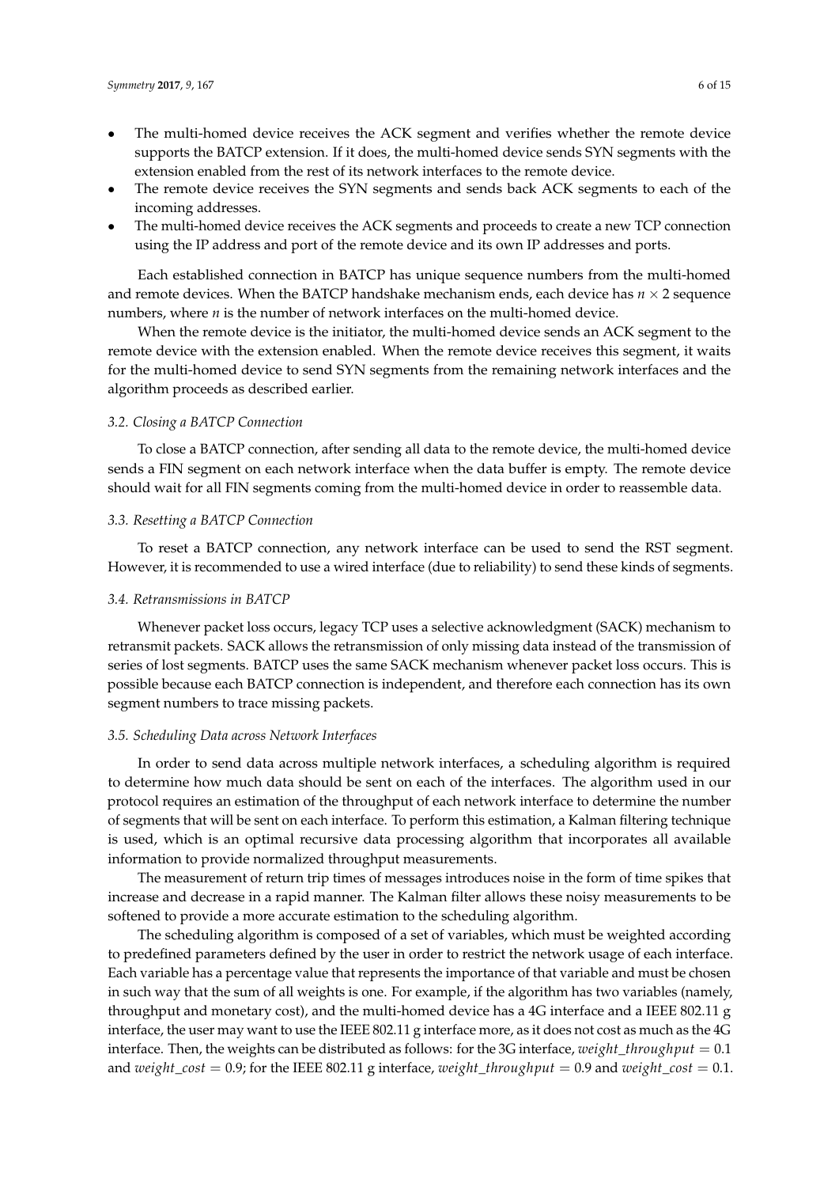- The multi-homed device receives the ACK segment and verifies whether the remote device supports the BATCP extension. If it does, the multi-homed device sends SYN segments with the extension enabled from the rest of its network interfaces to the remote device.
- The remote device receives the SYN segments and sends back ACK segments to each of the incoming addresses.
- The multi-homed device receives the ACK segments and proceeds to create a new TCP connection using the IP address and port of the remote device and its own IP addresses and ports.

Each established connection in BATCP has unique sequence numbers from the multi-homed and remote devices. When the BATCP handshake mechanism ends, each device has $n \times 2$ sequence numbers, where $n$ is the number of network interfaces on the multi-homed device.

When the remote device is the initiator, the multi-homed device sends an ACK segment to the remote device with the extension enabled. When the remote device receives this segment, it waits for the multi-homed device to send SYN segments from the remaining network interfaces and the algorithm proceeds as described earlier.

### *3.2. Closing a BATCP Connection*

To close a BATCP connection, after sending all data to the remote device, the multi-homed device sends a FIN segment on each network interface when the data buffer is empty. The remote device should wait for all FIN segments coming from the multi-homed device in order to reassemble data.

### *3.3. Resetting a BATCP Connection*

To reset a BATCP connection, any network interface can be used to send the RST segment. However, it is recommended to use a wired interface (due to reliability) to send these kinds of segments.

### *3.4. Retransmissions in BATCP*

Whenever packet loss occurs, legacy TCP uses a selective acknowledgment (SACK) mechanism to retransmit packets. SACK allows the retransmission of only missing data instead of the transmission of series of lost segments. BATCP uses the same SACK mechanism whenever packet loss occurs. This is possible because each BATCP connection is independent, and therefore each connection has its own segment numbers to trace missing packets.

### *3.5. Scheduling Data across Network Interfaces*

In order to send data across multiple network interfaces, a scheduling algorithm is required to determine how much data should be sent on each of the interfaces. The algorithm used in our protocol requires an estimation of the throughput of each network interface to determine the number of segments that will be sent on each interface. To perform this estimation, a Kalman filtering technique is used, which is an optimal recursive data processing algorithm that incorporates all available information to provide normalized throughput measurements.

The measurement of return trip times of messages introduces noise in the form of time spikes that increase and decrease in a rapid manner. The Kalman filter allows these noisy measurements to be softened to provide a more accurate estimation to the scheduling algorithm.

The scheduling algorithm is composed of a set of variables, which must be weighted according to predefined parameters defined by the user in order to restrict the network usage of each interface. Each variable has a percentage value that represents the importance of that variable and must be chosen in such way that the sum of all weights is one. For example, if the algorithm has two variables (namely, throughput and monetary cost), and the multi-homed device has a 4G interface and a IEEE 802.11 g interface, the user may want to use the IEEE 802.11 g interface more, as it does not cost as much as the 4G interface. Then, the weights can be distributed as follows: for the 3G interface, $weight\_throughput = 0.1$ and $weight\_cost = 0.9$; for the IEEE 802.11 g interface, $weight\_throughput = 0.9$ and $weight\_cost = 0.1$.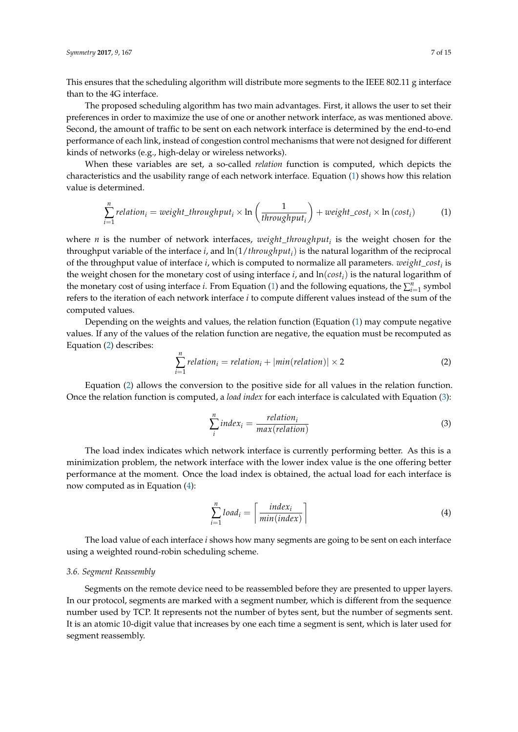This ensures that the scheduling algorithm will distribute more segments to the IEEE 802.11 g interface than to the 4G interface.

The proposed scheduling algorithm has two main advantages. First, it allows the user to set their preferences in order to maximize the use of one or another network interface, as was mentioned above. Second, the amount of traffic to be sent on each network interface is determined by the end-to-end performance of each link, instead of congestion control mechanisms that were not designed for different kinds of networks (e.g., high-delay or wireless networks).

When these variables are set, a so-called *relation* function is computed, which depicts the characteristics and the usability range of each network interface. Equation (1) shows how this relation value is determined.

$$\sum_{i=1}^{n} relation_i = weight\_throughput_i \times \ln\left(\frac{1}{throughput_i}\right) + weight\_cost_i \times \ln\left(cost_i\right) \tag{1}$$

where $n$ is the number of network interfaces, $weight\_throughput_i$ is the weight chosen for the throughput variable of the interface $i$, and $\ln(1/throughput_i)$ is the natural logarithm of the reciprocal of the throughput value of interface $i$, which is computed to normalize all parameters. $weight\_cost_i$ is the weight chosen for the monetary cost of using interface $i$, and $\ln(cost_i)$ is the natural logarithm of the monetary cost of using interface $i$. From Equation (1) and the following equations, the $\sum_{i=1}^{n}$ symbol refers to the iteration of each network interface $i$ to compute different values instead of the sum of the computed values.

Depending on the weights and values, the relation function (Equation (1) may compute negative values. If any of the values of the relation function are negative, the equation must be recomputed as Equation (2) describes:

$$\sum_{i=1}^{n} relation_i = relation_i + |min(relation)| \times 2 \tag{2}$$

Equation (2) allows the conversion to the positive side for all values in the relation function. Once the relation function is computed, a *load index* for each interface is calculated with Equation (3):

$$\sum_{i}^{n} index_i = \frac{relation_i}{max(relation)} \tag{3}$$

The load index indicates which network interface is currently performing better. As this is a minimization problem, the network interface with the lower index value is the one offering better performance at the moment. Once the load index is obtained, the actual load for each interface is now computed as in Equation (4):

$$\sum_{i=1}^{n} load_i = \left\lceil \frac{index_i}{min(index)} \right\rceil \tag{4}$$

The load value of each interface $i$ shows how many segments are going to be sent on each interface using a weighted round-robin scheduling scheme.

### 3.6. Segment Reassembly

Segments on the remote device need to be reassembled before they are presented to upper layers. In our protocol, segments are marked with a segment number, which is different from the sequence number used by TCP. It represents not the number of bytes sent, but the number of segments sent. It is an atomic 10-digit value that increases by one each time a segment is sent, which is later used for segment reassembly.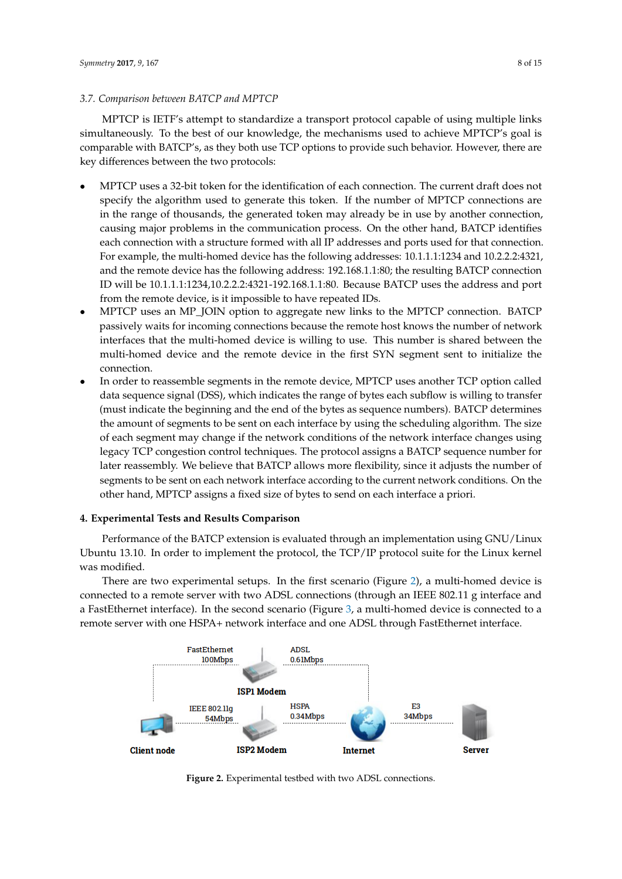### 3.7. Comparison between BATCP and MPTCP

MPTCP is IETF's attempt to standardize a transport protocol capable of using multiple links simultaneously. To the best of our knowledge, the mechanisms used to achieve MPTCP's goal is comparable with BATCP's, as they both use TCP options to provide such behavior. However, there are key differences between the two protocols:

- MPTCP uses a 32-bit token for the identification of each connection. The current draft does not specify the algorithm used to generate this token. If the number of MPTCP connections are in the range of thousands, the generated token may already be in use by another connection, causing major problems in the communication process. On the other hand, BATCP identifies each connection with a structure formed with all IP addresses and ports used for that connection. For example, the multi-homed device has the following addresses: 10.1.1.1:1234 and 10.2.2.2:4321, and the remote device has the following address: 192.168.1.1:80; the resulting BATCP connection ID will be 10.1.1.1:1234,10.2.2.2:4321-192.168.1.1:80. Because BATCP uses the address and port from the remote device, is it impossible to have repeated IDs.
- MPTCP uses an MP_JOIN option to aggregate new links to the MPTCP connection. BATCP passively waits for incoming connections because the remote host knows the number of network interfaces that the multi-homed device is willing to use. This number is shared between the multi-homed device and the remote device in the first SYN segment sent to initialize the connection.
- In order to reassemble segments in the remote device, MPTCP uses another TCP option called data sequence signal (DSS), which indicates the range of bytes each subflow is willing to transfer (must indicate the beginning and the end of the bytes as sequence numbers). BATCP determines the amount of segments to be sent on each interface by using the scheduling algorithm. The size of each segment may change if the network conditions of the network interface changes using legacy TCP congestion control techniques. The protocol assigns a BATCP sequence number for later reassembly. We believe that BATCP allows more flexibility, since it adjusts the number of segments to be sent on each network interface according to the current network conditions. On the other hand, MPTCP assigns a fixed size of bytes to send on each interface a priori.

## 4. Experimental Tests and Results Comparison

Performance of the BATCP extension is evaluated through an implementation using GNU/Linux Ubuntu 13.10. In order to implement the protocol, the TCP/IP protocol suite for the Linux kernel was modified.

There are two experimental setups. In the first scenario (Figure 2), a multi-homed device is connected to a remote server with two ADSL connections (through an IEEE 802.11 g interface and a FastEthernet interface). In the second scenario (Figure 3, a multi-homed device is connected to a remote server with one HSPA+ network interface and one ADSL through FastEthernet interface.

FastEthernet 100Mbps | ADSL 0.61Mbps | ISP1 Modem | IEEE 802.11g 54Mbps | HSPA 0.34Mbps | E3 34Mbps | Client node | ISP2 Modem | Internet | Server

**Figure 2.** Experimental testbed with two ADSL connections.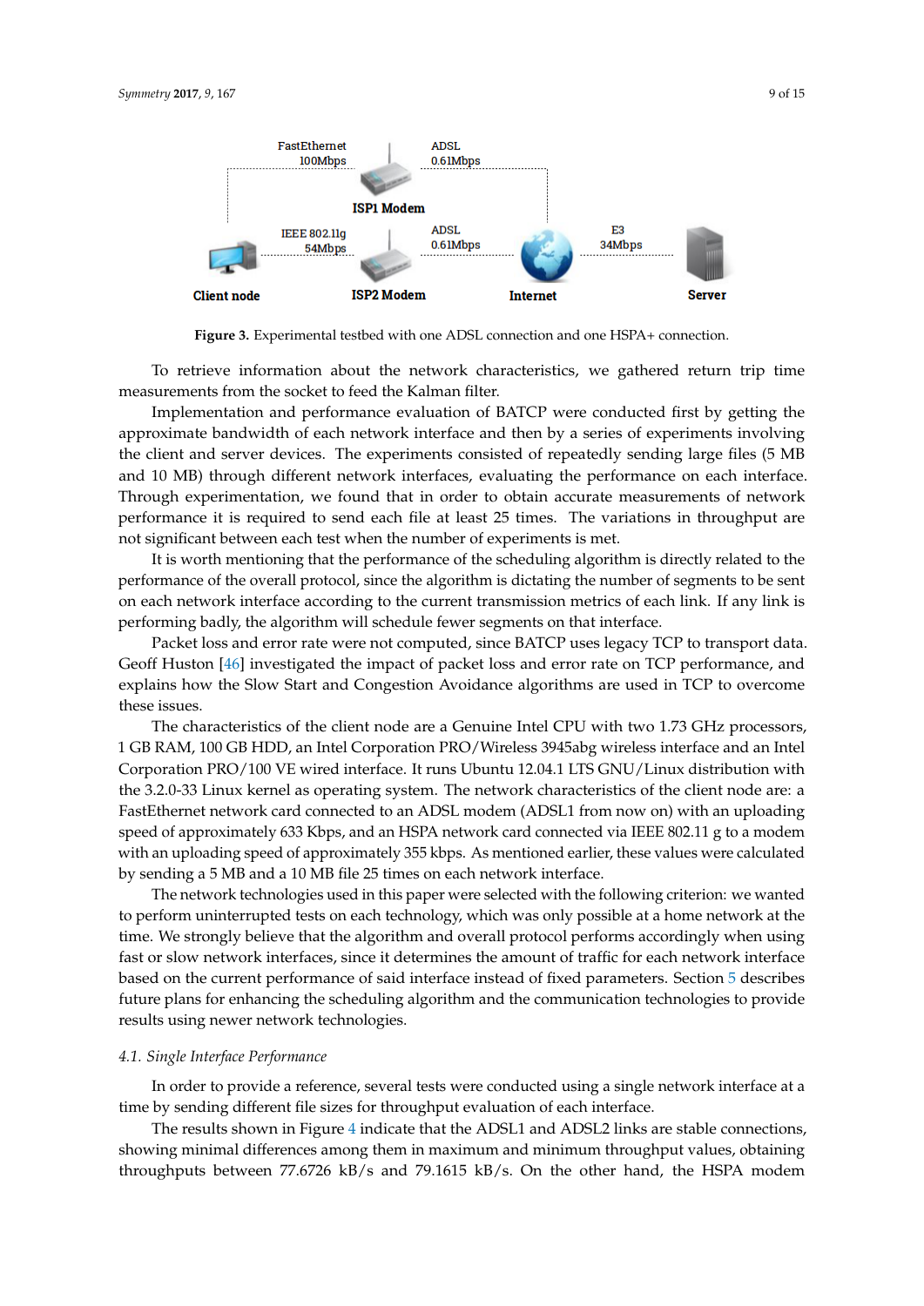Figure 3. Experimental testbed with one ADSL connection and one HSPA+ connection.

To retrieve information about the network characteristics, we gathered return trip time measurements from the socket to feed the Kalman filter.

Implementation and performance evaluation of BATCP were conducted first by getting the approximate bandwidth of each network interface and then by a series of experiments involving the client and server devices. The experiments consisted of repeatedly sending large files (5 MB and 10 MB) through different network interfaces, evaluating the performance on each interface. Through experimentation, we found that in order to obtain accurate measurements of network performance it is required to send each file at least 25 times. The variations in throughput are not significant between each test when the number of experiments is met.

It is worth mentioning that the performance of the scheduling algorithm is directly related to the performance of the overall protocol, since the algorithm is dictating the number of segments to be sent on each network interface according to the current transmission metrics of each link. If any link is performing badly, the algorithm will schedule fewer segments on that interface.

Packet loss and error rate were not computed, since BATCP uses legacy TCP to transport data. Geoff Huston [46] investigated the impact of packet loss and error rate on TCP performance, and explains how the Slow Start and Congestion Avoidance algorithms are used in TCP to overcome these issues.

The characteristics of the client node are a Genuine Intel CPU with two 1.73 GHz processors, 1 GB RAM, 100 GB HDD, an Intel Corporation PRO/Wireless 3945abg wireless interface and an Intel Corporation PRO/100 VE wired interface. It runs Ubuntu 12.04.1 LTS GNU/Linux distribution with the 3.2.0-33 Linux kernel as operating system. The network characteristics of the client node are: a FastEthernet network card connected to an ADSL modem (ADSL1 from now on) with an uploading speed of approximately 633 Kbps, and an HSPA network card connected via IEEE 802.11 g to a modem with an uploading speed of approximately 355 kbps. As mentioned earlier, these values were calculated by sending a 5 MB and a 10 MB file 25 times on each network interface.

The network technologies used in this paper were selected with the following criterion: we wanted to perform uninterrupted tests on each technology, which was only possible at a home network at the time. We strongly believe that the algorithm and overall protocol performs accordingly when using fast or slow network interfaces, since it determines the amount of traffic for each network interface based on the current performance of said interface instead of fixed parameters. Section 5 describes future plans for enhancing the scheduling algorithm and the communication technologies to provide results using newer network technologies.

### 4.1. Single Interface Performance

In order to provide a reference, several tests were conducted using a single network interface at a time by sending different file sizes for throughput evaluation of each interface.

The results shown in Figure 4 indicate that the ADSL1 and ADSL2 links are stable connections, showing minimal differences among them in maximum and minimum throughput values, obtaining throughputs between 77.6726 kB/s and 79.1615 kB/s. On the other hand, the HSPA modem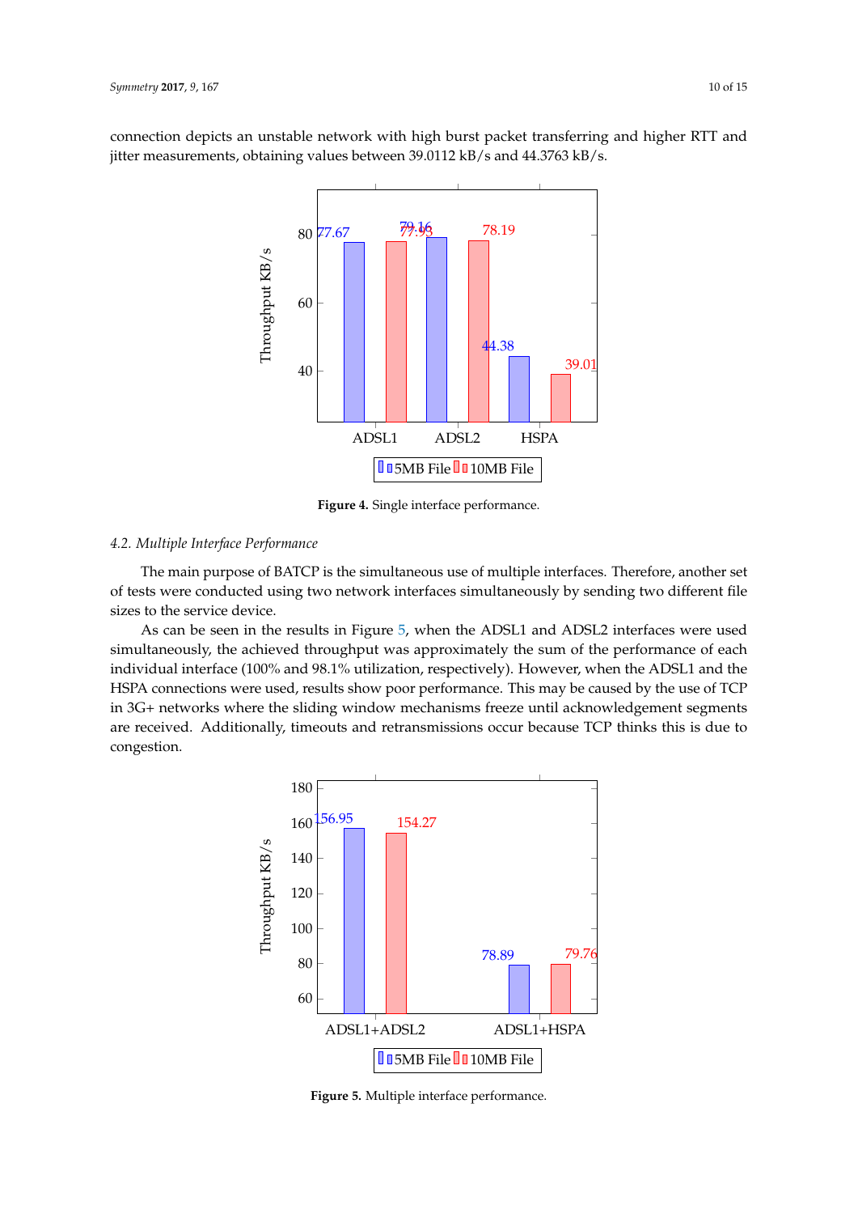connection depicts an unstable network with high burst packet transferring and higher RTT and jitter measurements, obtaining values between 39.0112 kB/s and 44.3763 kB/s.

**Figure 4.** Single interface performance.

### 4.2. Multiple Interface Performance

The main purpose of BATCP is the simultaneous use of multiple interfaces. Therefore, another set of tests were conducted using two network interfaces simultaneously by sending two different file sizes to the service device.

As can be seen in the results in Figure 5, when the ADSL1 and ADSL2 interfaces were used simultaneously, the achieved throughput was approximately the sum of the performance of each individual interface (100% and 98.1% utilization, respectively). However, when the ADSL1 and the HSPA connections were used, results show poor performance. This may be caused by the use of TCP in 3G+ networks where the sliding window mechanisms freeze until acknowledgement segments are received. Additionally, timeouts and retransmissions occur because TCP thinks this is due to congestion.

**Figure 5.** Multiple interface performance.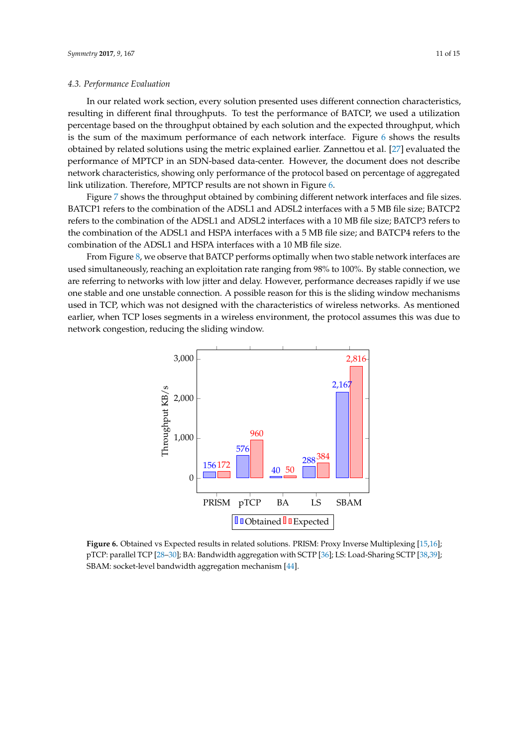### 4.3. Performance Evaluation

In our related work section, every solution presented uses different connection characteristics, resulting in different final throughputs. To test the performance of BATCP, we used a utilization percentage based on the throughput obtained by each solution and the expected throughput, which is the sum of the maximum performance of each network interface. Figure 6 shows the results obtained by related solutions using the metric explained earlier. Zannettou et al. [27] evaluated the performance of MPTCP in an SDN-based data-center. However, the document does not describe network characteristics, showing only performance of the protocol based on percentage of aggregated link utilization. Therefore, MPTCP results are not shown in Figure 6.

Figure 7 shows the throughput obtained by combining different network interfaces and file sizes. BATCP1 refers to the combination of the ADSL1 and ADSL2 interfaces with a 5 MB file size; BATCP2 refers to the combination of the ADSL1 and ADSL2 interfaces with a 10 MB file size; BATCP3 refers to the combination of the ADSL1 and HSPA interfaces with a 5 MB file size; and BATCP4 refers to the combination of the ADSL1 and HSPA interfaces with a 10 MB file size.

From Figure 8, we observe that BATCP performs optimally when two stable network interfaces are used simultaneously, reaching an exploitation rate ranging from 98% to 100%. By stable connection, we are referring to networks with low jitter and delay. However, performance decreases rapidly if we use one stable and one unstable connection. A possible reason for this is the sliding window mechanisms used in TCP, which was not designed with the characteristics of wireless networks. As mentioned earlier, when TCP loses segments in a wireless environment, the protocol assumes this was due to network congestion, reducing the sliding window.

| | PRISM | pTCP | BA | LS | SBAM |
|---|---|---|---|---|---|
| Obtained (KB/s) | 156 | 576 | 40 | 288 | 2,167 |
| Expected (KB/s) | 172 | 960 | 50 | 384 | 2,816 |

**Figure 6.** Obtained vs Expected results in related solutions. PRISM: Proxy Inverse Multiplexing [15,16]; pTCP: parallel TCP [28–30]; BA: Bandwidth aggregation with SCTP [36]; LS: Load-Sharing SCTP [38,39]; SBAM: socket-level bandwidth aggregation mechanism [44].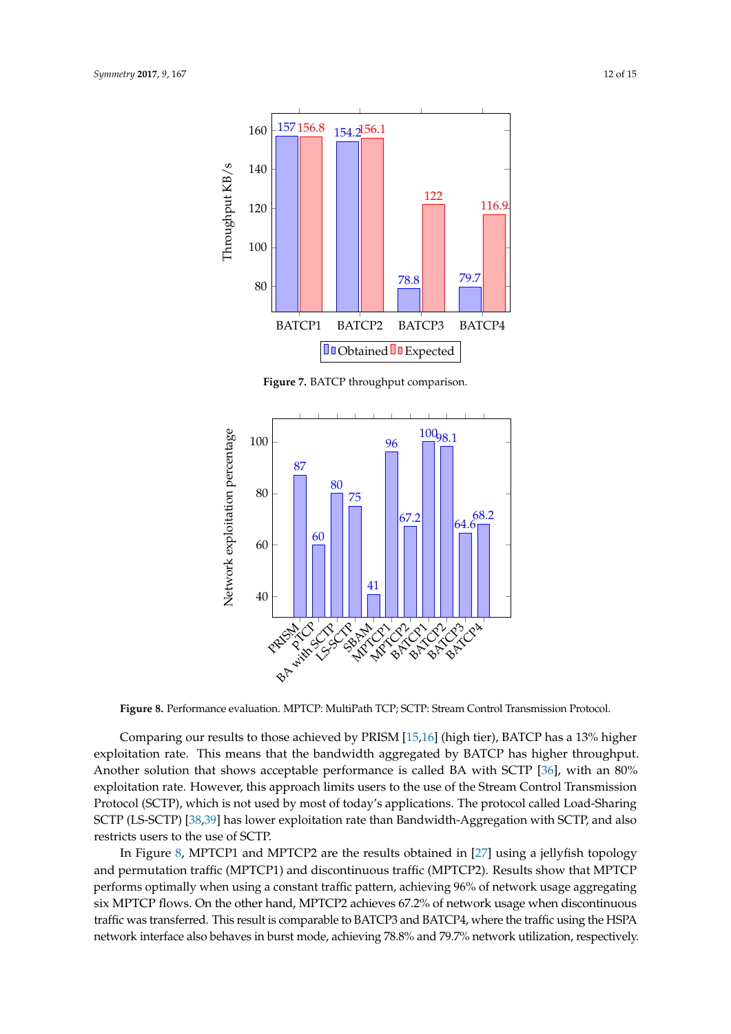**Figure 7.** BATCP throughput comparison.

**Figure 8.** Performance evaluation. MPTCP: MultiPath TCP; SCTP: Stream Control Transmission Protocol.

Comparing our results to those achieved by PRISM [15,16] (high tier), BATCP has a 13% higher exploitation rate. This means that the bandwidth aggregated by BATCP has higher throughput. Another solution that shows acceptable performance is called BA with SCTP [36], with an 80% exploitation rate. However, this approach limits users to the use of the Stream Control Transmission Protocol (SCTP), which is not used by most of today's applications. The protocol called Load-Sharing SCTP (LS-SCTP) [38,39] has lower exploitation rate than Bandwidth-Aggregation with SCTP, and also restricts users to the use of SCTP.

In Figure 8, MPTCP1 and MPTCP2 are the results obtained in [27] using a jellyfish topology and permutation traffic (MPTCP1) and discontinuous traffic (MPTCP2). Results show that MPTCP performs optimally when using a constant traffic pattern, achieving 96% of network usage aggregating six MPTCP flows. On the other hand, MPTCP2 achieves 67.2% of network usage when discontinuous traffic was transferred. This result is comparable to BATCP3 and BATCP4, where the traffic using the HSPA network interface also behaves in burst mode, achieving 78.8% and 79.7% network utilization, respectively.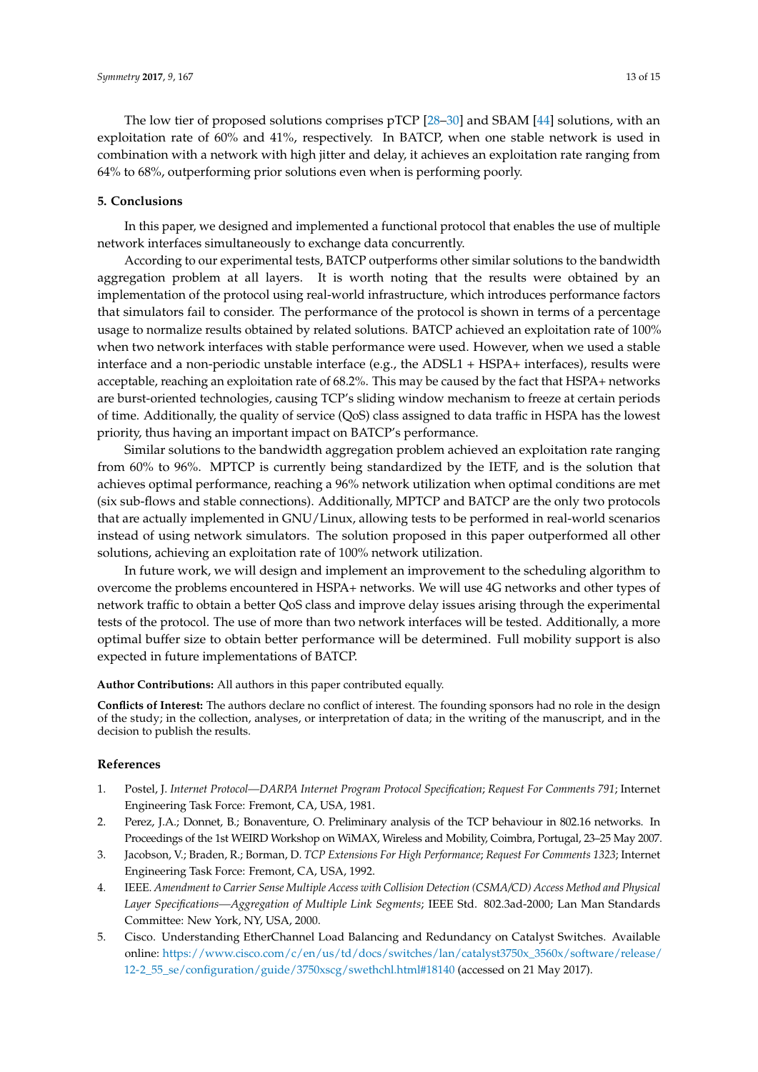The low tier of proposed solutions comprises pTCP [28–30] and SBAM [44] solutions, with an exploitation rate of 60% and 41%, respectively. In BATCP, when one stable network is used in combination with a network with high jitter and delay, it achieves an exploitation rate ranging from 64% to 68%, outperforming prior solutions even when is performing poorly.

## 5. Conclusions

In this paper, we designed and implemented a functional protocol that enables the use of multiple network interfaces simultaneously to exchange data concurrently.

According to our experimental tests, BATCP outperforms other similar solutions to the bandwidth aggregation problem at all layers. It is worth noting that the results were obtained by an implementation of the protocol using real-world infrastructure, which introduces performance factors that simulators fail to consider. The performance of the protocol is shown in terms of a percentage usage to normalize results obtained by related solutions. BATCP achieved an exploitation rate of 100% when two network interfaces with stable performance were used. However, when we used a stable interface and a non-periodic unstable interface (e.g., the ADSL1 + HSPA+ interfaces), results were acceptable, reaching an exploitation rate of 68.2%. This may be caused by the fact that HSPA+ networks are burst-oriented technologies, causing TCP's sliding window mechanism to freeze at certain periods of time. Additionally, the quality of service (QoS) class assigned to data traffic in HSPA has the lowest priority, thus having an important impact on BATCP's performance.

Similar solutions to the bandwidth aggregation problem achieved an exploitation rate ranging from 60% to 96%. MPTCP is currently being standardized by the IETF, and is the solution that achieves optimal performance, reaching a 96% network utilization when optimal conditions are met (six sub-flows and stable connections). Additionally, MPTCP and BATCP are the only two protocols that are actually implemented in GNU/Linux, allowing tests to be performed in real-world scenarios instead of using network simulators. The solution proposed in this paper outperformed all other solutions, achieving an exploitation rate of 100% network utilization.

In future work, we will design and implement an improvement to the scheduling algorithm to overcome the problems encountered in HSPA+ networks. We will use 4G networks and other types of network traffic to obtain a better QoS class and improve delay issues arising through the experimental tests of the protocol. The use of more than two network interfaces will be tested. Additionally, a more optimal buffer size to obtain better performance will be determined. Full mobility support is also expected in future implementations of BATCP.

**Author Contributions:** All authors in this paper contributed equally.

**Conflicts of Interest:** The authors declare no conflict of interest. The founding sponsors had no role in the design of the study; in the collection, analyses, or interpretation of data; in the writing of the manuscript, and in the decision to publish the results.

## References

1. Postel, J. *Internet Protocol—DARPA Internet Program Protocol Specification*; *Request For Comments 791*; Internet Engineering Task Force: Fremont, CA, USA, 1981.
2. Perez, J.A.; Donnet, B.; Bonaventure, O. Preliminary analysis of the TCP behaviour in 802.16 networks. In Proceedings of the 1st WEIRD Workshop on WiMAX, Wireless and Mobility, Coimbra, Portugal, 23–25 May 2007.
3. Jacobson, V.; Braden, R.; Borman, D. *TCP Extensions For High Performance*; *Request For Comments 1323*; Internet Engineering Task Force: Fremont, CA, USA, 1992.
4. IEEE. *Amendment to Carrier Sense Multiple Access with Collision Detection (CSMA/CD) Access Method and Physical Layer Specifications—Aggregation of Multiple Link Segments*; IEEE Std. 802.3ad-2000; Lan Man Standards Committee: New York, NY, USA, 2000.
5. Cisco. Understanding EtherChannel Load Balancing and Redundancy on Catalyst Switches. Available online: https://www.cisco.com/c/en/us/td/docs/switches/lan/catalyst3750x_3560x/software/release/12-2_55_se/configuration/guide/3750xscg/swethchl.html#18140 (accessed on 21 May 2017).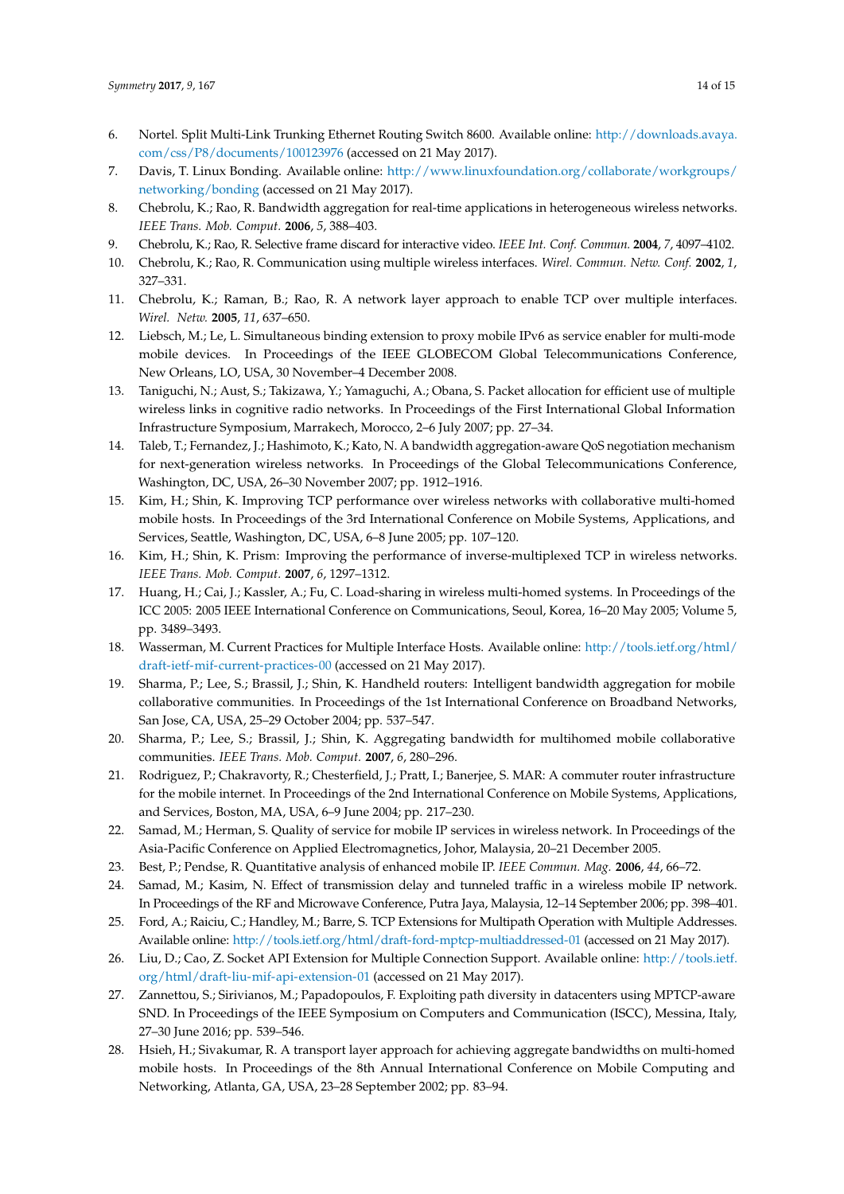6. Nortel. Split Multi-Link Trunking Ethernet Routing Switch 8600. Available online: http://downloads.avaya.com/css/P8/documents/100123976 (accessed on 21 May 2017).
7. Davis, T. Linux Bonding. Available online: http://www.linuxfoundation.org/collaborate/workgroups/networking/bonding (accessed on 21 May 2017).
8. Chebrolu, K.; Rao, R. Bandwidth aggregation for real-time applications in heterogeneous wireless networks. *IEEE Trans. Mob. Comput.* **2006**, *5*, 388–403.
9. Chebrolu, K.; Rao, R. Selective frame discard for interactive video. *IEEE Int. Conf. Commun.* **2004**, *7*, 4097–4102.
10. Chebrolu, K.; Rao, R. Communication using multiple wireless interfaces. *Wirel. Commun. Netw. Conf.* **2002**, *1*, 327–331.
11. Chebrolu, K.; Raman, B.; Rao, R. A network layer approach to enable TCP over multiple interfaces. *Wirel. Netw.* **2005**, *11*, 637–650.
12. Liebsch, M.; Le, L. Simultaneous binding extension to proxy mobile IPv6 as service enabler for multi-mode mobile devices. In Proceedings of the IEEE GLOBECOM Global Telecommunications Conference, New Orleans, LO, USA, 30 November–4 December 2008.
13. Taniguchi, N.; Aust, S.; Takizawa, Y.; Yamaguchi, A.; Obana, S. Packet allocation for efficient use of multiple wireless links in cognitive radio networks. In Proceedings of the First International Global Information Infrastructure Symposium, Marrakech, Morocco, 2–6 July 2007; pp. 27–34.
14. Taleb, T.; Fernandez, J.; Hashimoto, K.; Kato, N. A bandwidth aggregation-aware QoS negotiation mechanism for next-generation wireless networks. In Proceedings of the Global Telecommunications Conference, Washington, DC, USA, 26–30 November 2007; pp. 1912–1916.
15. Kim, H.; Shin, K. Improving TCP performance over wireless networks with collaborative multi-homed mobile hosts. In Proceedings of the 3rd International Conference on Mobile Systems, Applications, and Services, Seattle, Washington, DC, USA, 6–8 June 2005; pp. 107–120.
16. Kim, H.; Shin, K. Prism: Improving the performance of inverse-multiplexed TCP in wireless networks. *IEEE Trans. Mob. Comput.* **2007**, *6*, 1297–1312.
17. Huang, H.; Cai, J.; Kassler, A.; Fu, C. Load-sharing in wireless multi-homed systems. In Proceedings of the ICC 2005: 2005 IEEE International Conference on Communications, Seoul, Korea, 16–20 May 2005; Volume 5, pp. 3489–3493.
18. Wasserman, M. Current Practices for Multiple Interface Hosts. Available online: http://tools.ietf.org/html/draft-ietf-mif-current-practices-00 (accessed on 21 May 2017).
19. Sharma, P.; Lee, S.; Brassil, J.; Shin, K. Handheld routers: Intelligent bandwidth aggregation for mobile collaborative communities. In Proceedings of the 1st International Conference on Broadband Networks, San Jose, CA, USA, 25–29 October 2004; pp. 537–547.
20. Sharma, P.; Lee, S.; Brassil, J.; Shin, K. Aggregating bandwidth for multihomed mobile collaborative communities. *IEEE Trans. Mob. Comput.* **2007**, *6*, 280–296.
21. Rodriguez, P.; Chakravorty, R.; Chesterfield, J.; Pratt, I.; Banerjee, S. MAR: A commuter router infrastructure for the mobile internet. In Proceedings of the 2nd International Conference on Mobile Systems, Applications, and Services, Boston, MA, USA, 6–9 June 2004; pp. 217–230.
22. Samad, M.; Herman, S. Quality of service for mobile IP services in wireless network. In Proceedings of the Asia-Pacific Conference on Applied Electromagnetics, Johor, Malaysia, 20–21 December 2005.
23. Best, P.; Pendse, R. Quantitative analysis of enhanced mobile IP. *IEEE Commun. Mag.* **2006**, *44*, 66–72.
24. Samad, M.; Kasim, N. Effect of transmission delay and tunneled traffic in a wireless mobile IP network. In Proceedings of the RF and Microwave Conference, Putra Jaya, Malaysia, 12–14 September 2006; pp. 398–401.
25. Ford, A.; Raiciu, C.; Handley, M.; Barre, S. TCP Extensions for Multipath Operation with Multiple Addresses. Available online: http://tools.ietf.org/html/draft-ford-mptcp-multiaddressed-01 (accessed on 21 May 2017).
26. Liu, D.; Cao, Z. Socket API Extension for Multiple Connection Support. Available online: http://tools.ietf.org/html/draft-liu-mif-api-extension-01 (accessed on 21 May 2017).
27. Zannettou, S.; Sirivianos, M.; Papadopoulos, F. Exploiting path diversity in datacenters using MPTCP-aware SND. In Proceedings of the IEEE Symposium on Computers and Communication (ISCC), Messina, Italy, 27–30 June 2016; pp. 539–546.
28. Hsieh, H.; Sivakumar, R. A transport layer approach for achieving aggregate bandwidths on multi-homed mobile hosts. In Proceedings of the 8th Annual International Conference on Mobile Computing and Networking, Atlanta, GA, USA, 23–28 September 2002; pp. 83–94.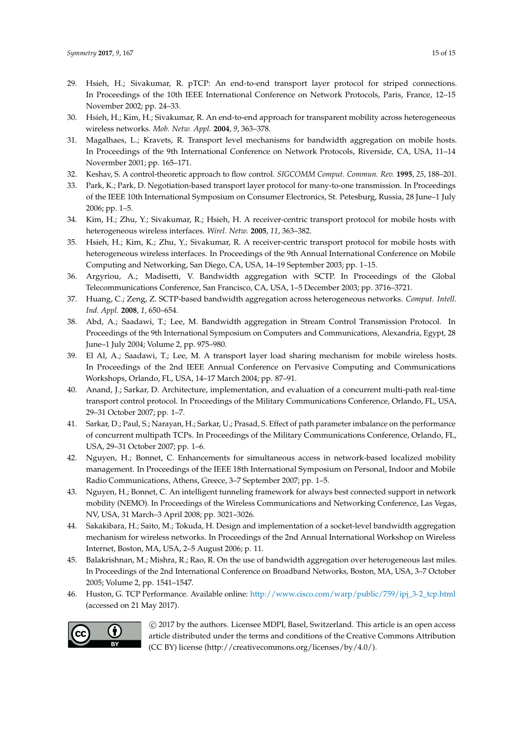29. Hsieh, H.; Sivakumar, R. pTCP: An end-to-end transport layer protocol for striped connections. In Proceedings of the 10th IEEE International Conference on Network Protocols, Paris, France, 12–15 November 2002; pp. 24–33.
30. Hsieh, H.; Kim, H.; Sivakumar, R. An end-to-end approach for transparent mobility across heterogeneous wireless networks. *Mob. Netw. Appl.* **2004**, *9*, 363–378.
31. Magalhaes, L.; Kravets, R. Transport level mechanisms for bandwidth aggregation on mobile hosts. In Proceedings of the 9th International Conference on Network Protocols, Riverside, CA, USA, 11–14 Novermber 2001; pp. 165–171.
32. Keshav, S. A control-theoretic approach to flow control. *SIGCOMM Comput. Commun. Rev.* **1995**, *25*, 188–201.
33. Park, K.; Park, D. Negotiation-based transport layer protocol for many-to-one transmission. In Proceedings of the IEEE 10th International Symposium on Consumer Electronics, St. Petesburg, Russia, 28 June–1 July 2006; pp. 1–5.
34. Kim, H.; Zhu, Y.; Sivakumar, R.; Hsieh, H. A receiver-centric transport protocol for mobile hosts with heterogeneous wireless interfaces. *Wirel. Netw.* **2005**, *11*, 363–382.
35. Hsieh, H.; Kim, K.; Zhu, Y.; Sivakumar, R. A receiver-centric transport protocol for mobile hosts with heterogeneous wireless interfaces. In Proceedings of the 9th Annual International Conference on Mobile Computing and Networking, San Diego, CA, USA, 14–19 September 2003; pp. 1–15.
36. Argyriou, A.; Madisetti, V. Bandwidth aggregation with SCTP. In Proceedings of the Global Telecommunications Conference, San Francisco, CA, USA, 1–5 December 2003; pp. 3716–3721.
37. Huang, C.; Zeng, Z. SCTP-based bandwidth aggregation across heterogeneous networks. *Comput. Intell. Ind. Appl.* **2008**, *1*, 650–654.
38. Abd, A.; Saadawi, T.; Lee, M. Bandwidth aggregation in Stream Control Transmission Protocol. In Proceedings of the 9th International Symposium on Computers and Communications, Alexandria, Egypt, 28 June–1 July 2004; Volume 2, pp. 975–980.
39. El Al, A.; Saadawi, T.; Lee, M. A transport layer load sharing mechanism for mobile wireless hosts. In Proceedings of the 2nd IEEE Annual Conference on Pervasive Computing and Communications Workshops, Orlando, FL, USA, 14–17 March 2004; pp. 87–91.
40. Anand, J.; Sarkar, D. Architecture, implementation, and evaluation of a concurrent multi-path real-time transport control protocol. In Proceedings of the Military Communications Conference, Orlando, FL, USA, 29–31 October 2007; pp. 1–7.
41. Sarkar, D.; Paul, S.; Narayan, H.; Sarkar, U.; Prasad, S. Effect of path parameter imbalance on the performance of concurrent multipath TCPs. In Proceedings of the Military Communications Conference, Orlando, FL, USA, 29–31 October 2007; pp. 1–6.
42. Nguyen, H.; Bonnet, C. Enhancements for simultaneous access in network-based localized mobility management. In Proceedings of the IEEE 18th International Symposium on Personal, Indoor and Mobile Radio Communications, Athens, Greece, 3–7 September 2007; pp. 1–5.
43. Nguyen, H.; Bonnet, C. An intelligent tunneling framework for always best connected support in network mobility (NEMO). In Proceedings of the Wireless Communications and Networking Conference, Las Vegas, NV, USA, 31 March–3 April 2008; pp. 3021–3026.
44. Sakakibara, H.; Saito, M.; Tokuda, H. Design and implementation of a socket-level bandwidth aggregation mechanism for wireless networks. In Proceedings of the 2nd Annual International Workshop on Wireless Internet, Boston, MA, USA, 2–5 August 2006; p. 11.
45. Balakrishnan, M.; Mishra, R.; Rao, R. On the use of bandwidth aggregation over heterogeneous last miles. In Proceedings of the 2nd International Conference on Broadband Networks, Boston, MA, USA, 3–7 October 2005; Volume 2, pp. 1541–1547.
46. Huston, G. TCP Performance. Available online: http://www.cisco.com/warp/public/759/ipj_3-2_tcp.html (accessed on 21 May 2017).

© 2017 by the authors. Licensee MDPI, Basel, Switzerland. This article is an open access article distributed under the terms and conditions of the Creative Commons Attribution (CC BY) license (http://creativecommons.org/licenses/by/4.0/).